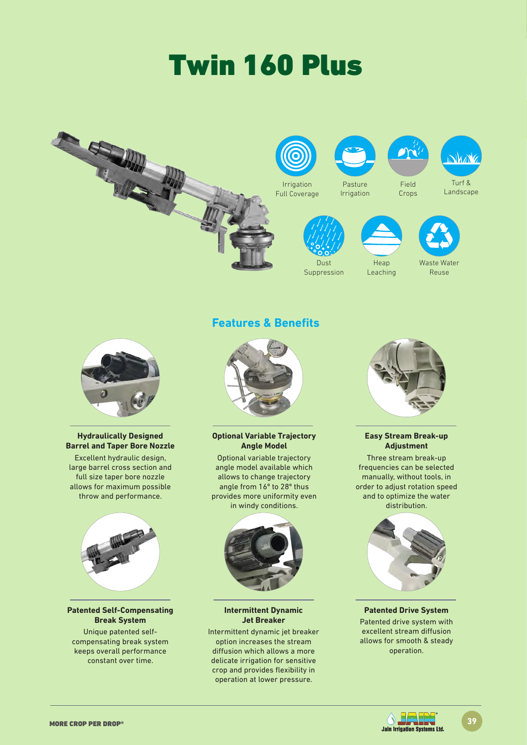# Twin 160 Plus

Irrigation Full Coverage

Pasture Irrigation

Field Crops

Turf & Landscape

Dust Suppression

Heap Leaching

Waste Water Reuse

## Features & Benefits

**Hydraulically Designed Barrel and Taper Bore Nozzle**

Excellent hydraulic design, large barrel cross section and full size taper bore nozzle allows for maximum possible throw and performance.

**Optional Variable Trajectory Angle Model**

Optional variable trajectory angle model available which allows to change trajectory angle from 16° to 28° thus provides more uniformity even in windy conditions.

**Easy Stream Break-up Adjustment**

Three stream break-up frequencies can be selected manually, without tools, in order to adjust rotation speed and to optimize the water distribution.

**Patented Self-Compensating Break System**

Unique patented self-compensating break system keeps overall performance constant over time.

**Intermittent Dynamic Jet Breaker**

Intermittent dynamic jet breaker option increases the stream diffusion which allows a more delicate irrigation for sensitive crop and provides flexibility in operation at lower pressure.

**Patented Drive System**

Patented drive system with excellent stream diffusion allows for smooth & steady operation.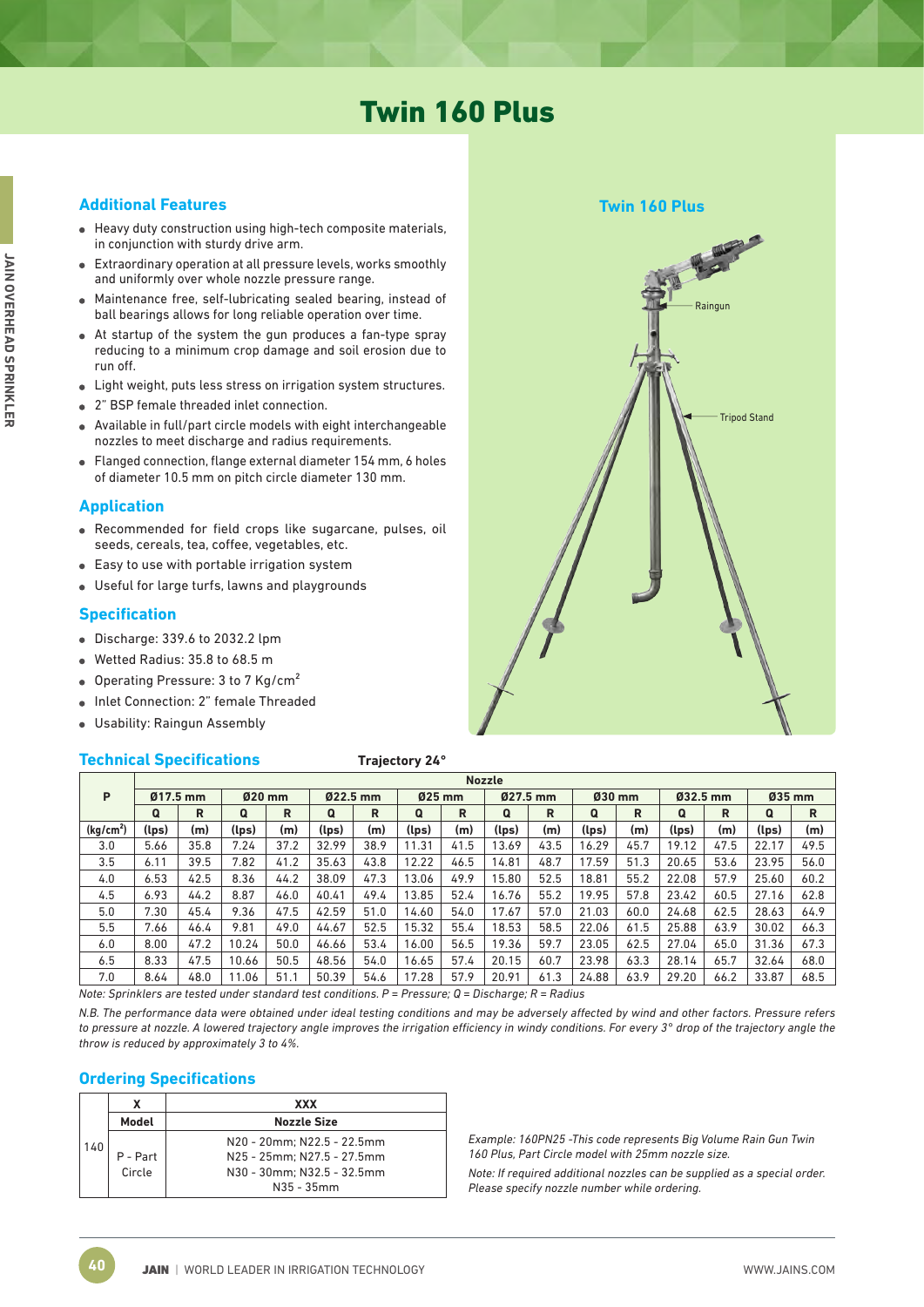# Twin 160 Plus

## Additional Features

- Heavy duty construction using high-tech composite materials, in conjunction with sturdy drive arm.
- Extraordinary operation at all pressure levels, works smoothly and uniformly over whole nozzle pressure range.
- Maintenance free, self-lubricating sealed bearing, instead of ball bearings allows for long reliable operation over time.
- At startup of the system the gun produces a fan-type spray reducing to a minimum crop damage and soil erosion due to run off.
- Light weight, puts less stress on irrigation system structures.
- 2" BSP female threaded inlet connection.
- Available in full/part circle models with eight interchangeable nozzles to meet discharge and radius requirements.
- Flanged connection, flange external diameter 154 mm, 6 holes of diameter 10.5 mm on pitch circle diameter 130 mm.

## Application

- Recommended for field crops like sugarcane, pulses, oil seeds, cereals, tea, coffee, vegetables, etc.
- Easy to use with portable irrigation system
- Useful for large turfs, lawns and playgrounds

## Specification

- Discharge: 339.6 to 2032.2 lpm
- Wetted Radius: 35.8 to 68.5 m
- Operating Pressure: 3 to 7 Kg/cm²
- Inlet Connection: 2" female Threaded
- Usability: Raingun Assembly

**Twin 160 Plus**

Raingun

Tripod Stand

## Technical Specifications

**Trajectory 24°**

| P | Nozzle | | | | | | | | | | | | | | | |
|---|---|---|---|---|---|---|---|---|---|---|---|---|---|---|---|---|
| | Ø17.5 mm | | Ø20 mm | | Ø22.5 mm | | Ø25 mm | | Ø27.5 mm | | Ø30 mm | | Ø32.5 mm | | Ø35 mm | |
| | Q | R | Q | R | Q | R | Q | R | Q | R | Q | R | Q | R | Q | R |
| (kg/cm²) | (lps) | (m) | (lps) | (m) | (lps) | (m) | (lps) | (m) | (lps) | (m) | (lps) | (m) | (lps) | (m) | (lps) | (m) |
| 3.0 | 5.66 | 35.8 | 7.24 | 37.2 | 32.99 | 38.9 | 11.31 | 41.5 | 13.69 | 43.5 | 16.29 | 45.7 | 19.12 | 47.5 | 22.17 | 49.5 |
| 3.5 | 6.11 | 39.5 | 7.82 | 41.2 | 35.63 | 43.8 | 12.22 | 46.5 | 14.81 | 48.7 | 17.59 | 51.3 | 20.65 | 53.6 | 23.95 | 56.0 |
| 4.0 | 6.53 | 42.5 | 8.36 | 44.2 | 38.09 | 47.3 | 13.06 | 49.9 | 15.80 | 52.5 | 18.81 | 55.2 | 22.08 | 57.9 | 25.60 | 60.2 |
| 4.5 | 6.93 | 44.2 | 8.87 | 46.0 | 40.41 | 49.4 | 13.85 | 52.4 | 16.76 | 55.2 | 19.95 | 57.8 | 23.42 | 60.5 | 27.16 | 62.8 |
| 5.0 | 7.30 | 45.4 | 9.36 | 47.5 | 42.59 | 51.0 | 14.60 | 54.0 | 17.67 | 57.0 | 21.03 | 60.0 | 24.68 | 62.5 | 28.63 | 64.9 |
| 5.5 | 7.66 | 46.4 | 9.81 | 49.0 | 44.67 | 52.5 | 15.32 | 55.4 | 18.53 | 58.5 | 22.06 | 61.5 | 25.88 | 63.9 | 30.02 | 66.3 |
| 6.0 | 8.00 | 47.2 | 10.24 | 50.0 | 46.66 | 53.4 | 16.00 | 56.5 | 19.36 | 59.7 | 23.05 | 62.5 | 27.04 | 65.0 | 31.36 | 67.3 |
| 6.5 | 8.33 | 47.5 | 10.66 | 50.5 | 48.56 | 54.0 | 16.65 | 57.4 | 20.15 | 60.7 | 23.98 | 63.3 | 28.14 | 65.7 | 32.64 | 68.0 |
| 7.0 | 8.64 | 48.0 | 11.06 | 51.1 | 50.39 | 54.6 | 17.28 | 57.9 | 20.91 | 61.3 | 24.88 | 63.9 | 29.20 | 66.2 | 33.87 | 68.5 |

*Note: Sprinklers are tested under standard test conditions. P = Pressure; Q = Discharge; R = Radius*

*N.B. The performance data were obtained under ideal testing conditions and may be adversely affected by wind and other factors. Pressure refers to pressure at nozzle. A lowered trajectory angle improves the irrigation efficiency in windy conditions. For every 3° drop of the trajectory angle the throw is reduced by approximately 3 to 4%.*

## Ordering Specifications

| | X | XXX |
|---|---|---|
| | Model | Nozzle Size |
| 140 | P - Part Circle | N20 - 20mm; N22.5 - 22.5mm<br>N25 - 25mm; N27.5 - 27.5mm<br>N30 - 30mm; N32.5 - 32.5mm<br>N35 - 35mm |

*Example: 160PN25 -This code represents Big Volume Rain Gun Twin 160 Plus, Part Circle model with 25mm nozzle size.*

*Note: If required additional nozzles can be supplied as a special order. Please specify nozzle number while ordering.*